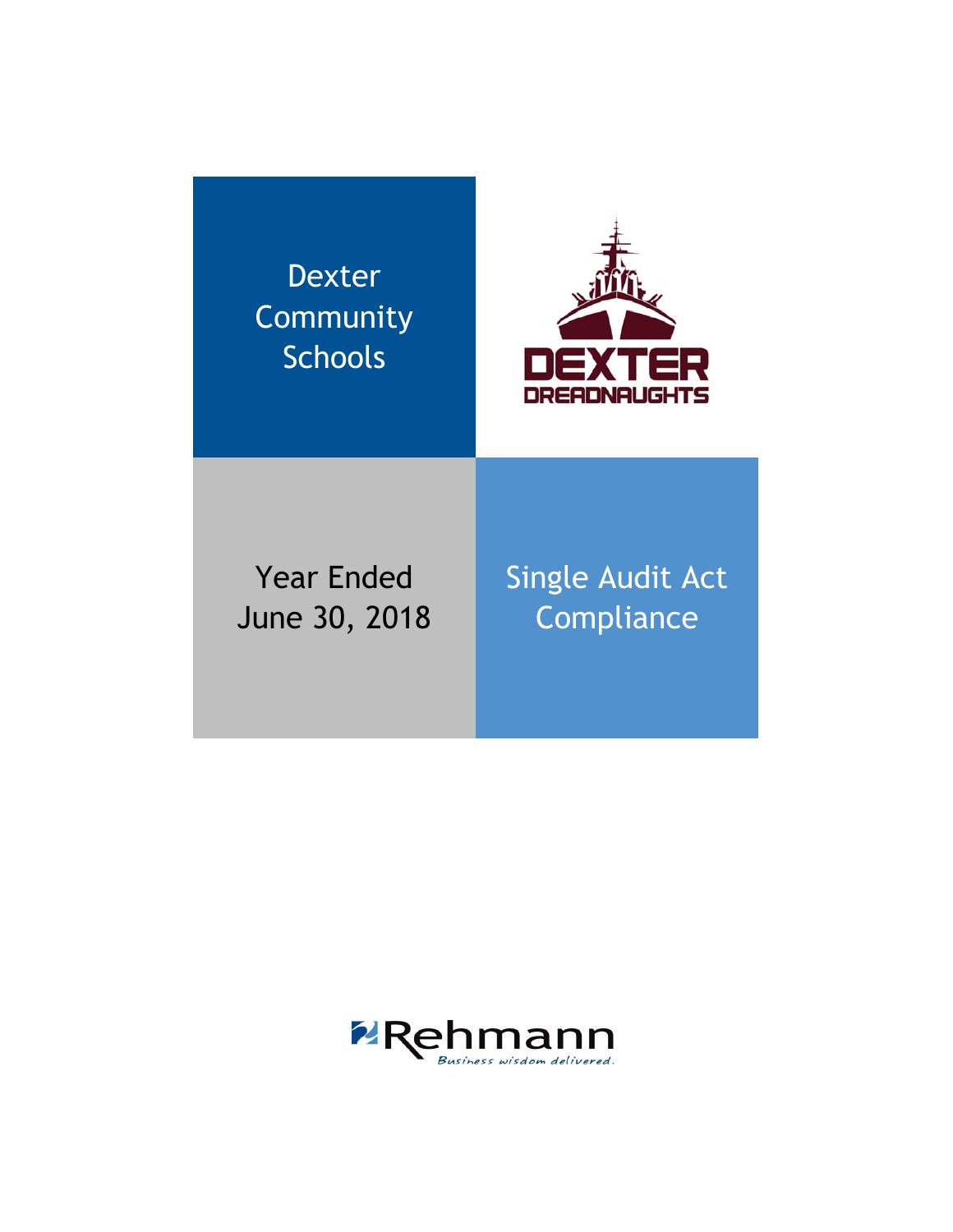# Dexter Community Schools

DEXTER DREADNAUGHTS

Year Ended June 30, 2018

Single Audit Act Compliance

Rehmann

*Business wisdom delivered.*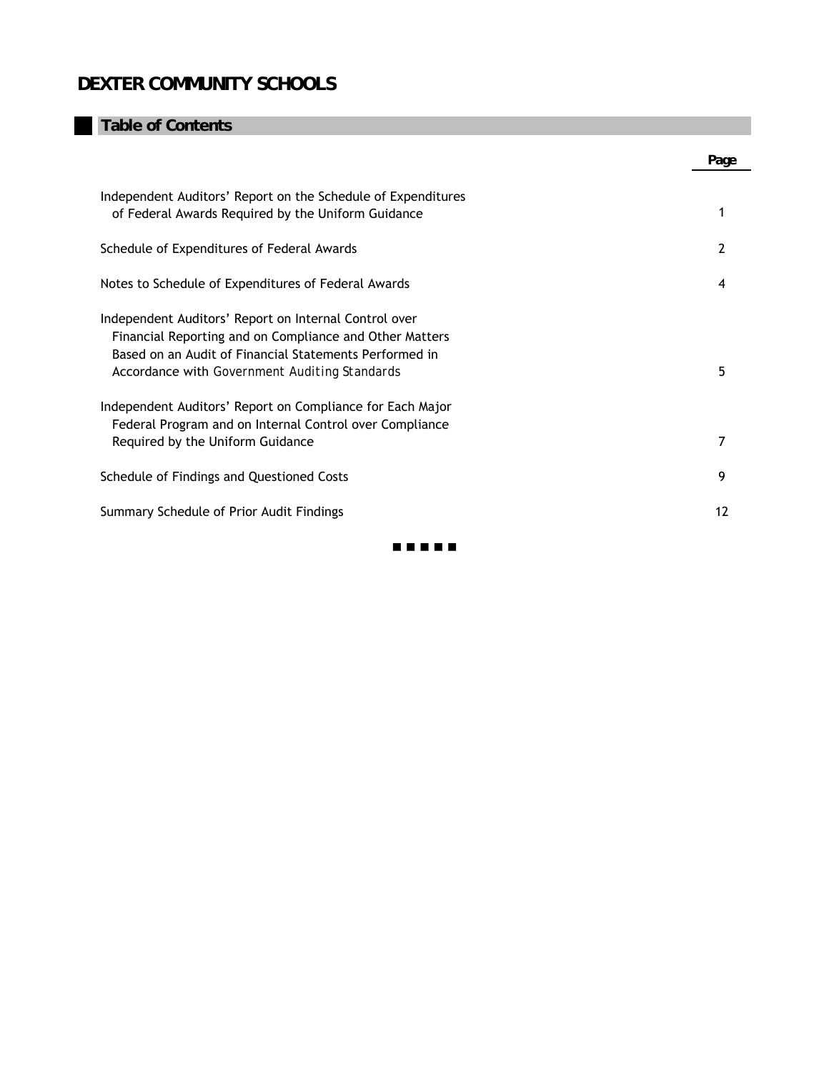# DEXTER COMMUNITY SCHOOLS

## Table of Contents

| | Page |
|---|---|
| Independent Auditors' Report on the Schedule of Expenditures of Federal Awards Required by the Uniform Guidance | 1 |
| Schedule of Expenditures of Federal Awards | 2 |
| Notes to Schedule of Expenditures of Federal Awards | 4 |
| Independent Auditors' Report on Internal Control over Financial Reporting and on Compliance and Other Matters Based on an Audit of Financial Statements Performed in Accordance with *Government Auditing Standards* | 5 |
| Independent Auditors' Report on Compliance for Each Major Federal Program and on Internal Control over Compliance Required by the Uniform Guidance | 7 |
| Schedule of Findings and Questioned Costs | 9 |
| Summary Schedule of Prior Audit Findings | 12 |

■ ■ ■ ■ ■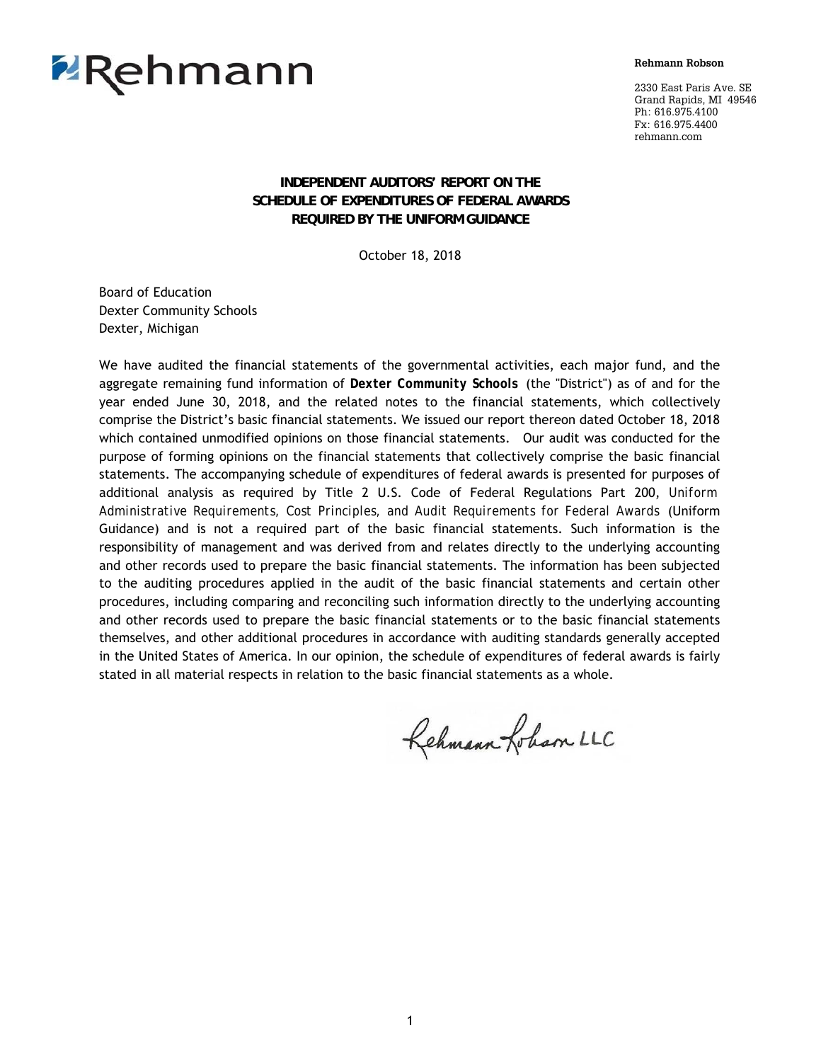Rehmann

**Rehmann Robson**

2330 East Paris Ave. SE
Grand Rapids, MI 49546
Ph: 616.975.4100
Fx: 616.975.4400
rehmann.com

## INDEPENDENT AUDITORS' REPORT ON THE SCHEDULE OF EXPENDITURES OF FEDERAL AWARDS REQUIRED BY THE UNIFORM GUIDANCE

October 18, 2018

Board of Education
Dexter Community Schools
Dexter, Michigan

We have audited the financial statements of the governmental activities, each major fund, and the aggregate remaining fund information of **Dexter Community Schools** (the "District") as of and for the year ended June 30, 2018, and the related notes to the financial statements, which collectively comprise the District's basic financial statements. We issued our report thereon dated October 18, 2018 which contained unmodified opinions on those financial statements. Our audit was conducted for the purpose of forming opinions on the financial statements that collectively comprise the basic financial statements. The accompanying schedule of expenditures of federal awards is presented for purposes of additional analysis as required by Title 2 U.S. Code of Federal Regulations Part 200, *Uniform Administrative Requirements, Cost Principles, and Audit Requirements for Federal Awards* (Uniform Guidance) and is not a required part of the basic financial statements. Such information is the responsibility of management and was derived from and relates directly to the underlying accounting and other records used to prepare the basic financial statements. The information has been subjected to the auditing procedures applied in the audit of the basic financial statements and certain other procedures, including comparing and reconciling such information directly to the underlying accounting and other records used to prepare the basic financial statements or to the basic financial statements themselves, and other additional procedures in accordance with auditing standards generally accepted in the United States of America. In our opinion, the schedule of expenditures of federal awards is fairly stated in all material respects in relation to the basic financial statements as a whole.

Rehmann Robson LLC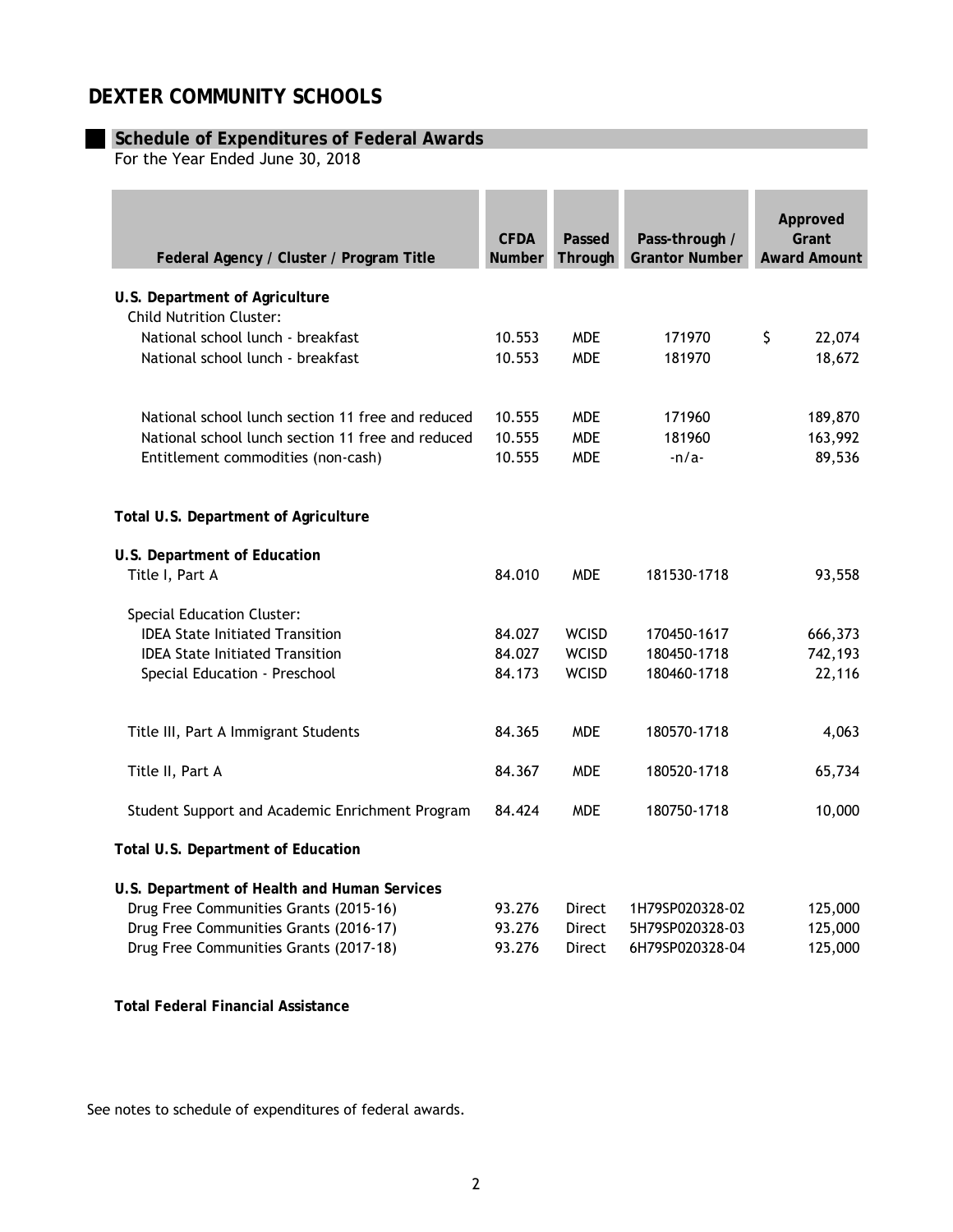# DEXTER COMMUNITY SCHOOLS

## Schedule of Expenditures of Federal Awards

For the Year Ended June 30, 2018

| Federal Agency / Cluster / Program Title | CFDA Number | Passed Through | Pass-through / Grantor Number | Approved Grant Award Amount |
|---|---|---|---|---|
| **U.S. Department of Agriculture** | | | | |
| Child Nutrition Cluster: | | | | |
| National school lunch - breakfast | 10.553 | MDE | 171970 | $ 22,074 |
| National school lunch - breakfast | 10.553 | MDE | 181970 | 18,672 |
| | | | | |
| National school lunch section 11 free and reduced | 10.555 | MDE | 171960 | 189,870 |
| National school lunch section 11 free and reduced | 10.555 | MDE | 181960 | 163,992 |
| Entitlement commodities (non-cash) | 10.555 | MDE | -n/a- | 89,536 |
| | | | | |
| **Total U.S. Department of Agriculture** | | | | |
| **U.S. Department of Education** | | | | |
| Title I, Part A | 84.010 | MDE | 181530-1718 | 93,558 |
| Special Education Cluster: | | | | |
| IDEA State Initiated Transition | 84.027 | WCISD | 170450-1617 | 666,373 |
| IDEA State Initiated Transition | 84.027 | WCISD | 180450-1718 | 742,193 |
| Special Education - Preschool | 84.173 | WCISD | 180460-1718 | 22,116 |
| | | | | |
| Title III, Part A Immigrant Students | 84.365 | MDE | 180570-1718 | 4,063 |
| Title II, Part A | 84.367 | MDE | 180520-1718 | 65,734 |
| Student Support and Academic Enrichment Program | 84.424 | MDE | 180750-1718 | 10,000 |
| **Total U.S. Department of Education** | | | | |
| **U.S. Department of Health and Human Services** | | | | |
| Drug Free Communities Grants (2015-16) | 93.276 | Direct | 1H79SP020328-02 | 125,000 |
| Drug Free Communities Grants (2016-17) | 93.276 | Direct | 5H79SP020328-03 | 125,000 |
| Drug Free Communities Grants (2017-18) | 93.276 | Direct | 6H79SP020328-04 | 125,000 |
| | | | | |
| **Total Federal Financial Assistance** | | | | |

See notes to schedule of expenditures of federal awards.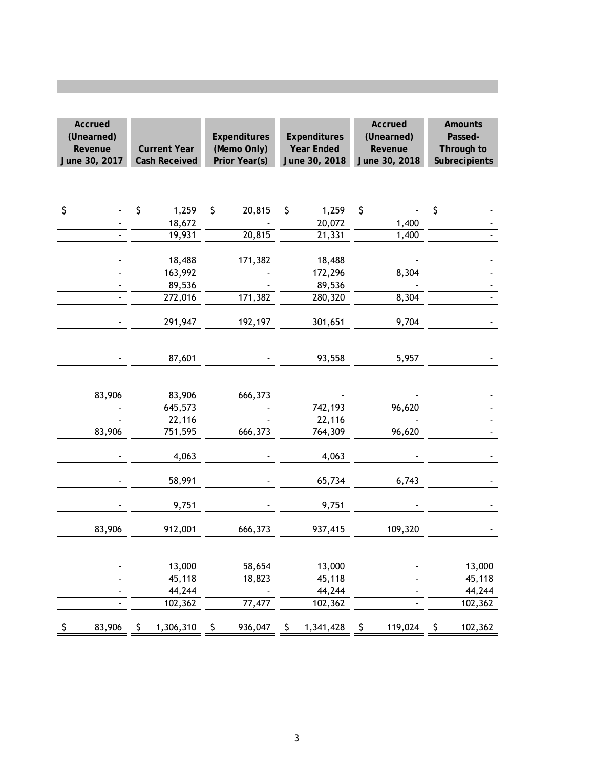| Accrued (Unearned) Revenue June 30, 2017 | Current Year Cash Received | Expenditures (Memo Only) Prior Year(s) | Expenditures Year Ended June 30, 2018 | Accrued (Unearned) Revenue June 30, 2018 | Amounts Passed-Through to Subrecipients |
|---|---|---|---|---|---|
| $ - | $ 1,259 | $ 20,815 | $ 1,259 | $ - | $ - |
| - | 18,672 | - | 20,072 | 1,400 | - |
| - | 19,931 | 20,815 | 21,331 | 1,400 | - |
| - | 18,488 | 171,382 | 18,488 | - | - |
| - | 163,992 | - | 172,296 | 8,304 | - |
| - | 89,536 | - | 89,536 | - | - |
| - | 272,016 | 171,382 | 280,320 | 8,304 | - |
| - | 291,947 | 192,197 | 301,651 | 9,704 | - |
| - | 87,601 | - | 93,558 | 5,957 | - |
| 83,906 | 83,906 | 666,373 | - | - | - |
| - | 645,573 | - | 742,193 | 96,620 | - |
| - | 22,116 | - | 22,116 | - | - |
| 83,906 | 751,595 | 666,373 | 764,309 | 96,620 | - |
| - | 4,063 | - | 4,063 | - | - |
| - | 58,991 | - | 65,734 | 6,743 | - |
| - | 9,751 | - | 9,751 | - | - |
| 83,906 | 912,001 | 666,373 | 937,415 | 109,320 | - |
| - | 13,000 | 58,654 | 13,000 | - | 13,000 |
| - | 45,118 | 18,823 | 45,118 | - | 45,118 |
| - | 44,244 | - | 44,244 | - | 44,244 |
| - | 102,362 | 77,477 | 102,362 | - | 102,362 |
| $ 83,906 | $ 1,306,310 | $ 936,047 | $ 1,341,428 | $ 119,024 | $ 102,362 |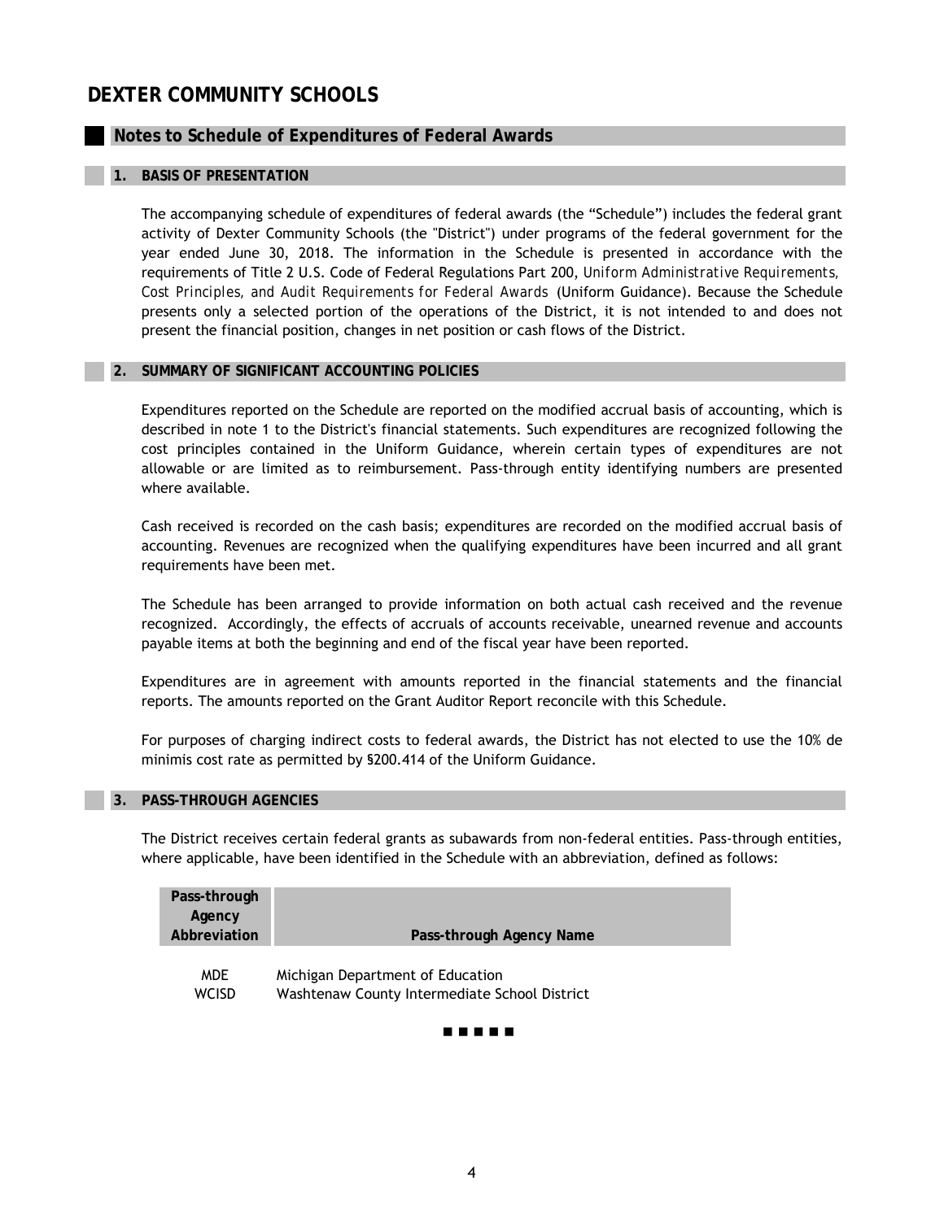# DEXTER COMMUNITY SCHOOLS

## Notes to Schedule of Expenditures of Federal Awards

### 1. BASIS OF PRESENTATION

The accompanying schedule of expenditures of federal awards (the "Schedule") includes the federal grant activity of Dexter Community Schools (the "District") under programs of the federal government for the year ended June 30, 2018. The information in the Schedule is presented in accordance with the requirements of Title 2 U.S. Code of Federal Regulations Part 200, *Uniform Administrative Requirements, Cost Principles, and Audit Requirements for Federal Awards* (Uniform Guidance). Because the Schedule presents only a selected portion of the operations of the District, it is not intended to and does not present the financial position, changes in net position or cash flows of the District.

### 2. SUMMARY OF SIGNIFICANT ACCOUNTING POLICIES

Expenditures reported on the Schedule are reported on the modified accrual basis of accounting, which is described in note 1 to the District's financial statements. Such expenditures are recognized following the cost principles contained in the Uniform Guidance, wherein certain types of expenditures are not allowable or are limited as to reimbursement. Pass-through entity identifying numbers are presented where available.

Cash received is recorded on the cash basis; expenditures are recorded on the modified accrual basis of accounting. Revenues are recognized when the qualifying expenditures have been incurred and all grant requirements have been met.

The Schedule has been arranged to provide information on both actual cash received and the revenue recognized. Accordingly, the effects of accruals of accounts receivable, unearned revenue and accounts payable items at both the beginning and end of the fiscal year have been reported.

Expenditures are in agreement with amounts reported in the financial statements and the financial reports. The amounts reported on the Grant Auditor Report reconcile with this Schedule.

For purposes of charging indirect costs to federal awards, the District has not elected to use the 10% de minimis cost rate as permitted by §200.414 of the Uniform Guidance.

### 3. PASS-THROUGH AGENCIES

The District receives certain federal grants as subawards from non-federal entities. Pass-through entities, where applicable, have been identified in the Schedule with an abbreviation, defined as follows:

| Pass-through Agency Abbreviation | Pass-through Agency Name |
|---|---|
| MDE | Michigan Department of Education |
| WCISD | Washtenaw County Intermediate School District |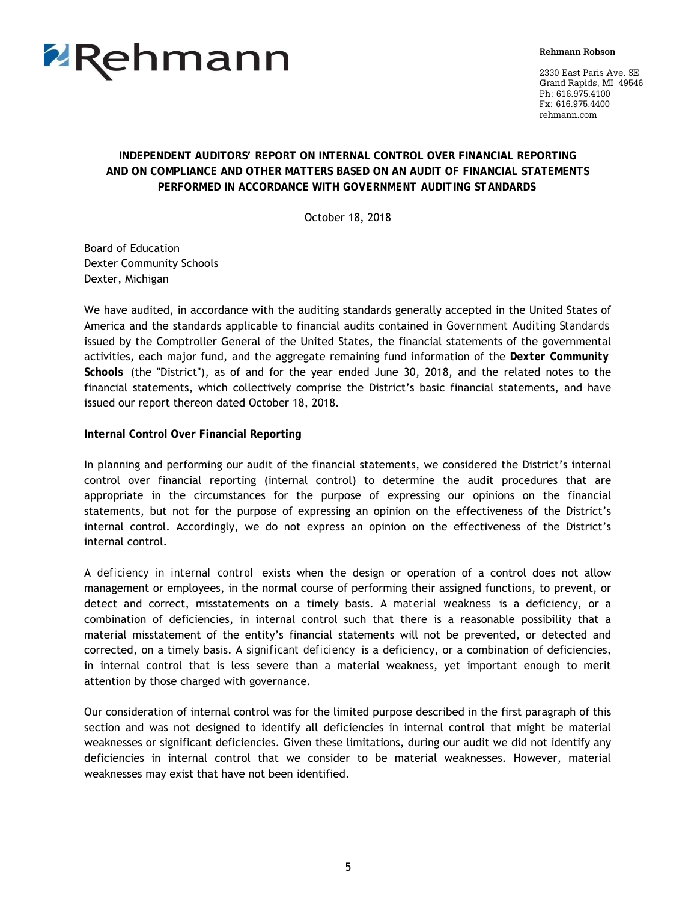Rehmann

**Rehmann Robson**

2330 East Paris Ave. SE
Grand Rapids, MI 49546
Ph: 616.975.4100
Fx: 616.975.4400
rehmann.com

## INDEPENDENT AUDITORS' REPORT ON INTERNAL CONTROL OVER FINANCIAL REPORTING AND ON COMPLIANCE AND OTHER MATTERS BASED ON AN AUDIT OF FINANCIAL STATEMENTS PERFORMED IN ACCORDANCE WITH GOVERNMENT AUDITING STANDARDS

October 18, 2018

Board of Education
Dexter Community Schools
Dexter, Michigan

We have audited, in accordance with the auditing standards generally accepted in the United States of America and the standards applicable to financial audits contained in *Government Auditing Standards* issued by the Comptroller General of the United States, the financial statements of the governmental activities, each major fund, and the aggregate remaining fund information of the **Dexter Community Schools** (the "District"), as of and for the year ended June 30, 2018, and the related notes to the financial statements, which collectively comprise the District's basic financial statements, and have issued our report thereon dated October 18, 2018.

**Internal Control Over Financial Reporting**

In planning and performing our audit of the financial statements, we considered the District's internal control over financial reporting (internal control) to determine the audit procedures that are appropriate in the circumstances for the purpose of expressing our opinions on the financial statements, but not for the purpose of expressing an opinion on the effectiveness of the District's internal control. Accordingly, we do not express an opinion on the effectiveness of the District's internal control.

A *deficiency in internal control* exists when the design or operation of a control does not allow management or employees, in the normal course of performing their assigned functions, to prevent, or detect and correct, misstatements on a timely basis. A *material weakness* is a deficiency, or a combination of deficiencies, in internal control such that there is a reasonable possibility that a material misstatement of the entity's financial statements will not be prevented, or detected and corrected, on a timely basis. A *significant deficiency* is a deficiency, or a combination of deficiencies, in internal control that is less severe than a material weakness, yet important enough to merit attention by those charged with governance.

Our consideration of internal control was for the limited purpose described in the first paragraph of this section and was not designed to identify all deficiencies in internal control that might be material weaknesses or significant deficiencies. Given these limitations, during our audit we did not identify any deficiencies in internal control that we consider to be material weaknesses. However, material weaknesses may exist that have not been identified.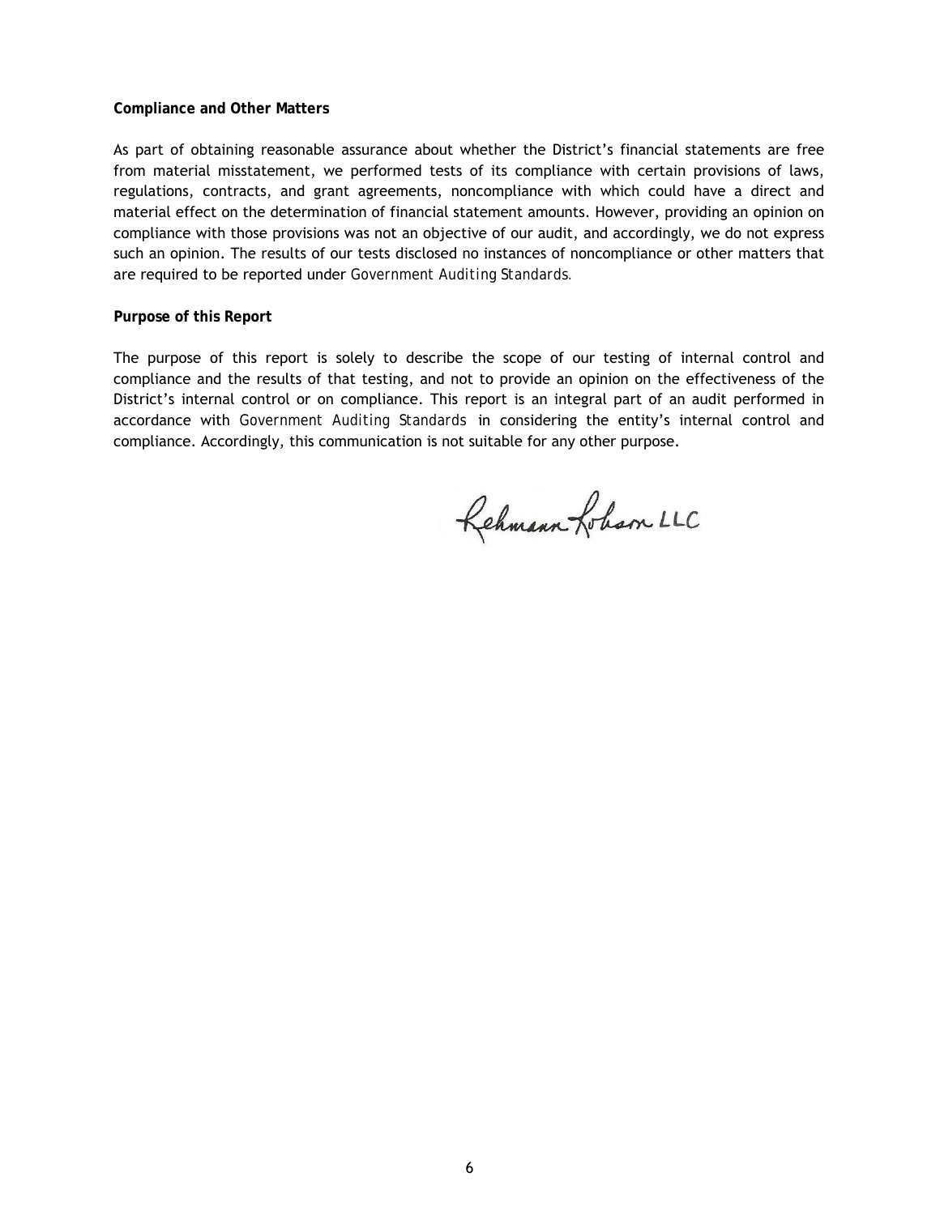**Compliance and Other Matters**

As part of obtaining reasonable assurance about whether the District's financial statements are free from material misstatement, we performed tests of its compliance with certain provisions of laws, regulations, contracts, and grant agreements, noncompliance with which could have a direct and material effect on the determination of financial statement amounts. However, providing an opinion on compliance with those provisions was not an objective of our audit, and accordingly, we do not express such an opinion. The results of our tests disclosed no instances of noncompliance or other matters that are required to be reported under *Government Auditing Standards*.

**Purpose of this Report**

The purpose of this report is solely to describe the scope of our testing of internal control and compliance and the results of that testing, and not to provide an opinion on the effectiveness of the District's internal control or on compliance. This report is an integral part of an audit performed in accordance with *Government Auditing Standards* in considering the entity's internal control and compliance. Accordingly, this communication is not suitable for any other purpose.

Rehmann Robson LLC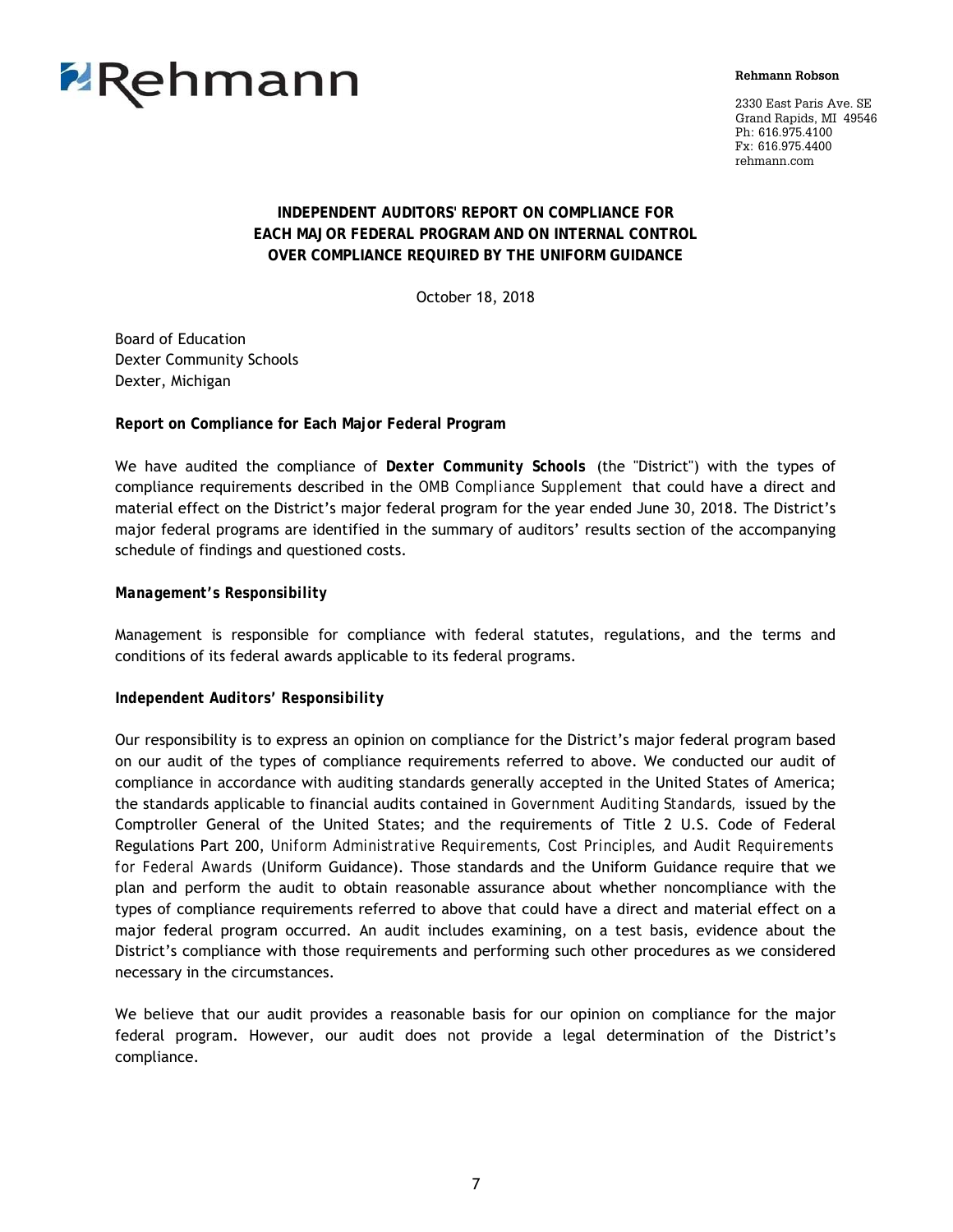Rehmann

**Rehmann Robson**

2330 East Paris Ave. SE
Grand Rapids, MI 49546
Ph: 616.975.4100
Fx: 616.975.4400
rehmann.com

## INDEPENDENT AUDITORS' REPORT ON COMPLIANCE FOR EACH MAJOR FEDERAL PROGRAM AND ON INTERNAL CONTROL OVER COMPLIANCE REQUIRED BY THE UNIFORM GUIDANCE

October 18, 2018

Board of Education
Dexter Community Schools
Dexter, Michigan

### Report on Compliance for Each Major Federal Program

We have audited the compliance of **Dexter Community Schools** (the "District") with the types of compliance requirements described in the *OMB Compliance Supplement* that could have a direct and material effect on the District's major federal program for the year ended June 30, 2018. The District's major federal programs are identified in the summary of auditors' results section of the accompanying schedule of findings and questioned costs.

### *Management's Responsibility*

Management is responsible for compliance with federal statutes, regulations, and the terms and conditions of its federal awards applicable to its federal programs.

### Independent Auditors' Responsibility

Our responsibility is to express an opinion on compliance for the District's major federal program based on our audit of the types of compliance requirements referred to above. We conducted our audit of compliance in accordance with auditing standards generally accepted in the United States of America; the standards applicable to financial audits contained in *Government Auditing Standards,* issued by the Comptroller General of the United States; and the requirements of Title 2 U.S. Code of Federal Regulations Part 200, *Uniform Administrative Requirements, Cost Principles, and Audit Requirements for Federal Awards* (Uniform Guidance). Those standards and the Uniform Guidance require that we plan and perform the audit to obtain reasonable assurance about whether noncompliance with the types of compliance requirements referred to above that could have a direct and material effect on a major federal program occurred. An audit includes examining, on a test basis, evidence about the District's compliance with those requirements and performing such other procedures as we considered necessary in the circumstances.

We believe that our audit provides a reasonable basis for our opinion on compliance for the major federal program. However, our audit does not provide a legal determination of the District's compliance.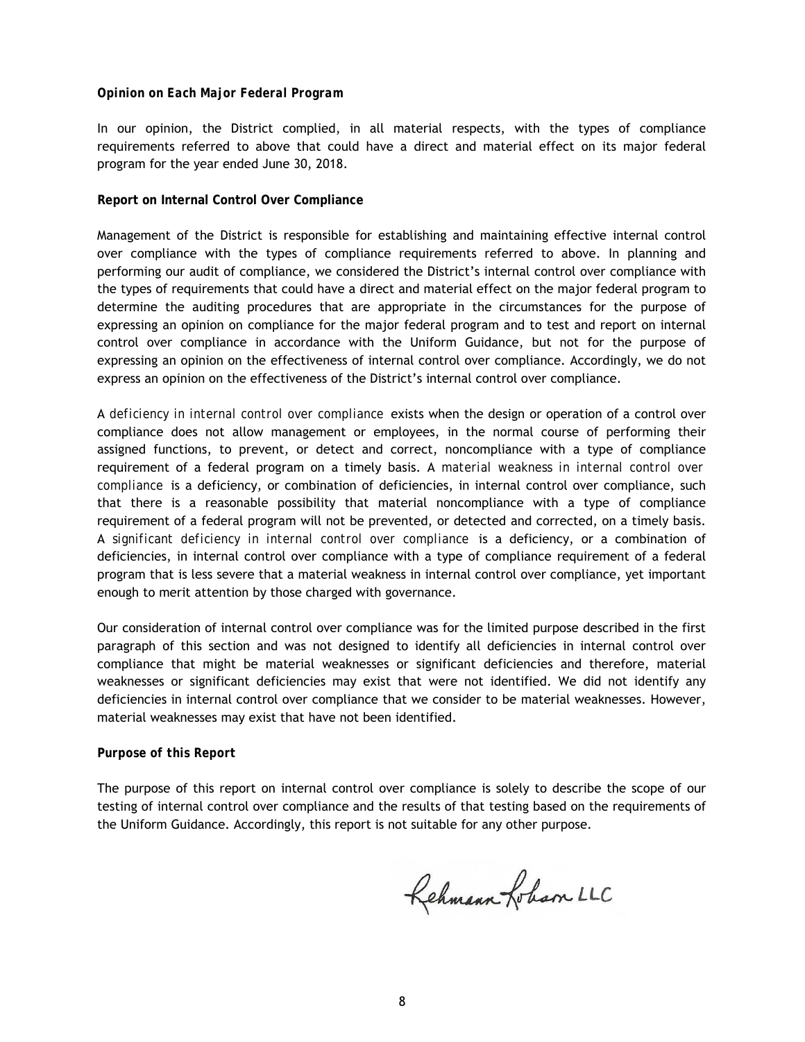**Opinion on Each Major Federal Program**

In our opinion, the District complied, in all material respects, with the types of compliance requirements referred to above that could have a direct and material effect on its major federal program for the year ended June 30, 2018.

**Report on Internal Control Over Compliance**

Management of the District is responsible for establishing and maintaining effective internal control over compliance with the types of compliance requirements referred to above. In planning and performing our audit of compliance, we considered the District's internal control over compliance with the types of requirements that could have a direct and material effect on the major federal program to determine the auditing procedures that are appropriate in the circumstances for the purpose of expressing an opinion on compliance for the major federal program and to test and report on internal control over compliance in accordance with the Uniform Guidance, but not for the purpose of expressing an opinion on the effectiveness of internal control over compliance. Accordingly, we do not express an opinion on the effectiveness of the District's internal control over compliance.

A *deficiency in internal control over compliance* exists when the design or operation of a control over compliance does not allow management or employees, in the normal course of performing their assigned functions, to prevent, or detect and correct, noncompliance with a type of compliance requirement of a federal program on a timely basis. A *material weakness in internal control over compliance* is a deficiency, or combination of deficiencies, in internal control over compliance, such that there is a reasonable possibility that material noncompliance with a type of compliance requirement of a federal program will not be prevented, or detected and corrected, on a timely basis. A *significant deficiency in internal control over compliance* is a deficiency, or a combination of deficiencies, in internal control over compliance with a type of compliance requirement of a federal program that is less severe that a material weakness in internal control over compliance, yet important enough to merit attention by those charged with governance.

Our consideration of internal control over compliance was for the limited purpose described in the first paragraph of this section and was not designed to identify all deficiencies in internal control over compliance that might be material weaknesses or significant deficiencies and therefore, material weaknesses or significant deficiencies may exist that were not identified. We did not identify any deficiencies in internal control over compliance that we consider to be material weaknesses. However, material weaknesses may exist that have not been identified.

**Purpose of this Report**

The purpose of this report on internal control over compliance is solely to describe the scope of our testing of internal control over compliance and the results of that testing based on the requirements of the Uniform Guidance. Accordingly, this report is not suitable for any other purpose.

Rehmann Robson LLC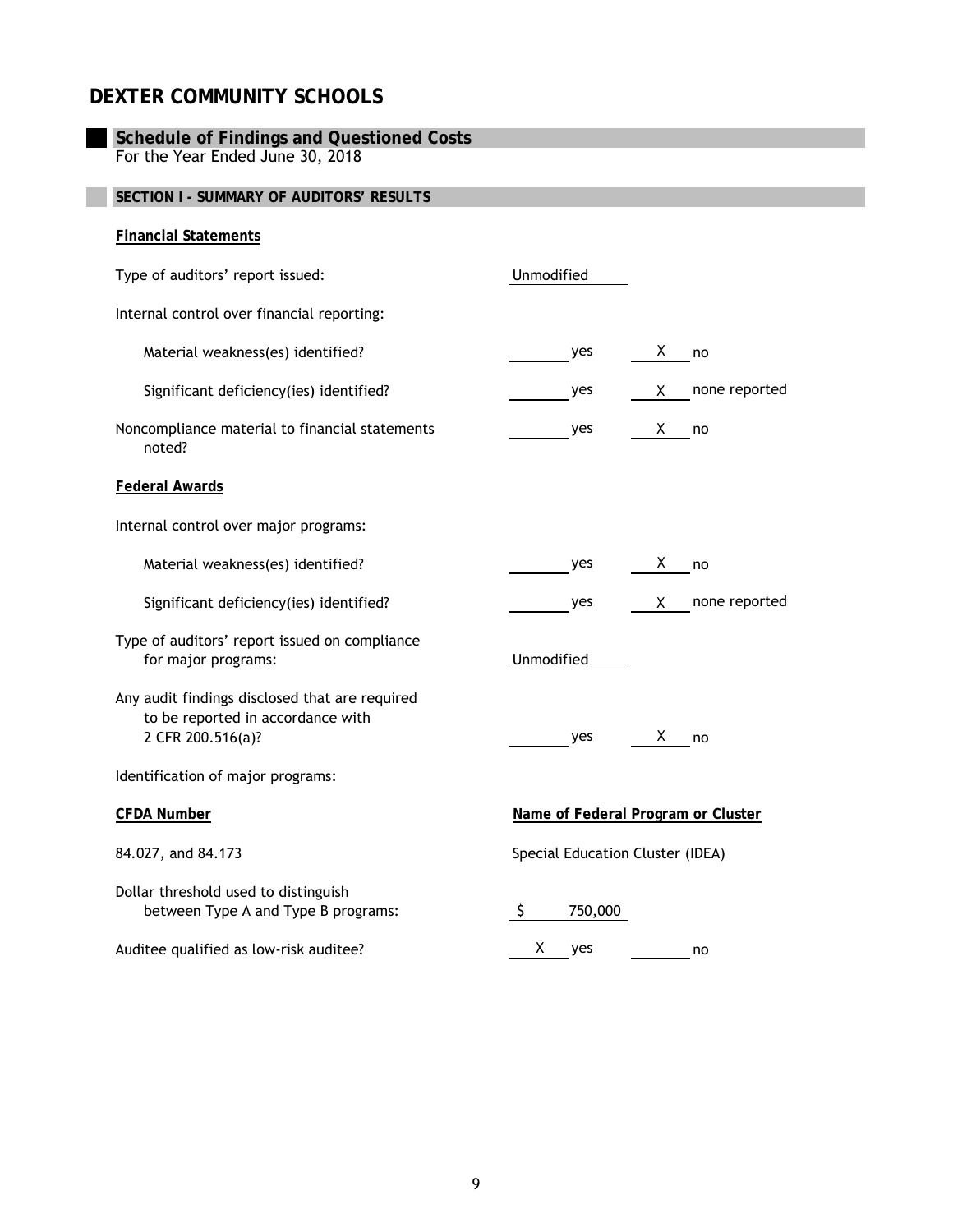# DEXTER COMMUNITY SCHOOLS

## Schedule of Findings and Questioned Costs

For the Year Ended June 30, 2018

### SECTION I - SUMMARY OF AUDITORS' RESULTS

**Financial Statements**

Type of auditors' report issued: Unmodified

Internal control over financial reporting:

| | | |
|---|---|---|
| Material weakness(es) identified? | ____ yes | X no |
| Significant deficiency(ies) identified? | ____ yes | X none reported |
| Noncompliance material to financial statements noted? | ____ yes | X no |

**Federal Awards**

Internal control over major programs:

| | | |
|---|---|---|
| Material weakness(es) identified? | ____ yes | X no |
| Significant deficiency(ies) identified? | ____ yes | X none reported |

Type of auditors' report issued on compliance for major programs: Unmodified

| | | |
|---|---|---|
| Any audit findings disclosed that are required to be reported in accordance with 2 CFR 200.516(a)? | ____ yes | X no |

Identification of major programs:

| CFDA Number | Name of Federal Program or Cluster |
|---|---|
| 84.027, and 84.173 | Special Education Cluster (IDEA) |

Dollar threshold used to distinguish between Type A and Type B programs: $ 750,000

| | | |
|---|---|---|
| Auditee qualified as low-risk auditee? | X yes | ____ no |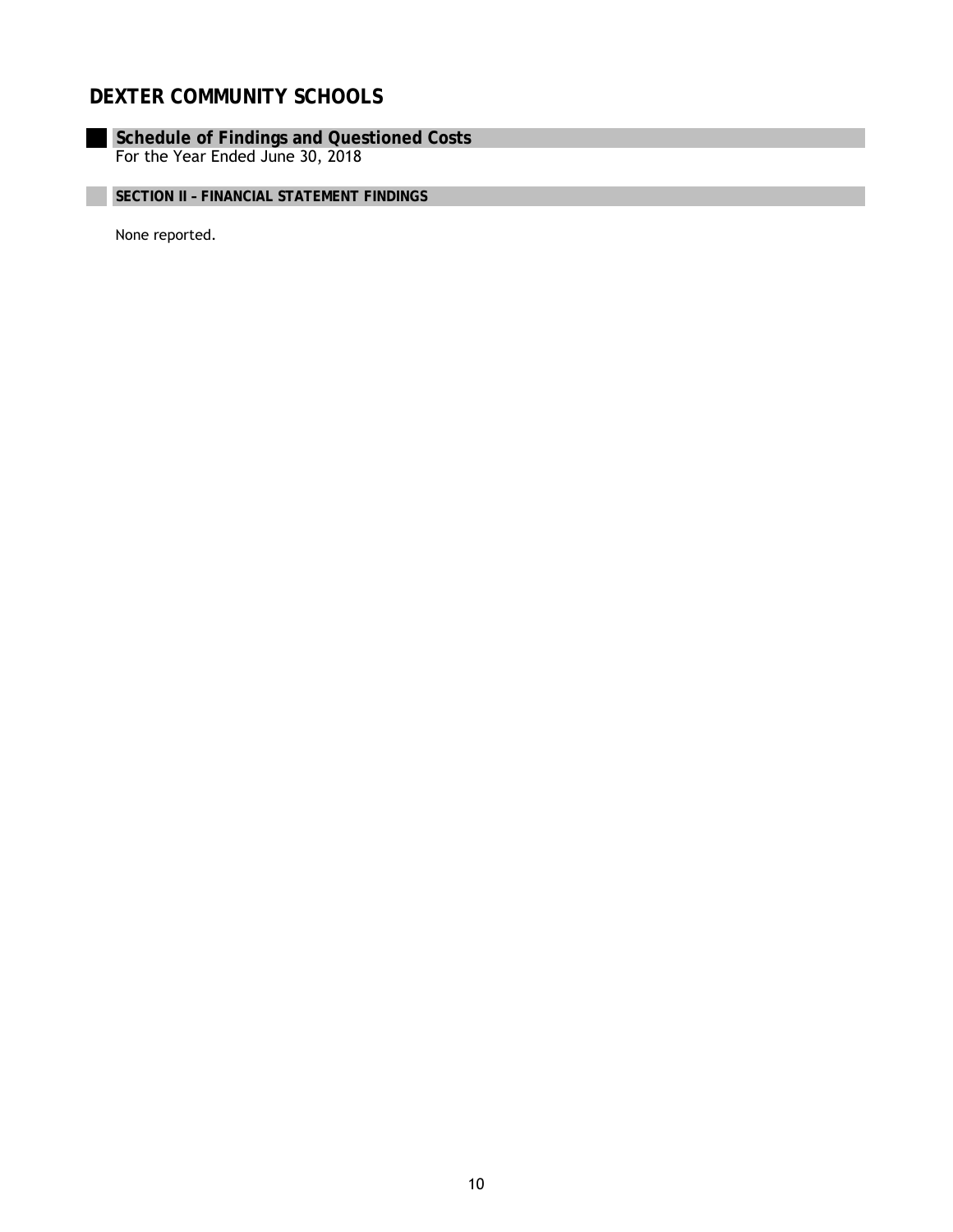# DEXTER COMMUNITY SCHOOLS

## Schedule of Findings and Questioned Costs

For the Year Ended June 30, 2018

### SECTION II – FINANCIAL STATEMENT FINDINGS

None reported.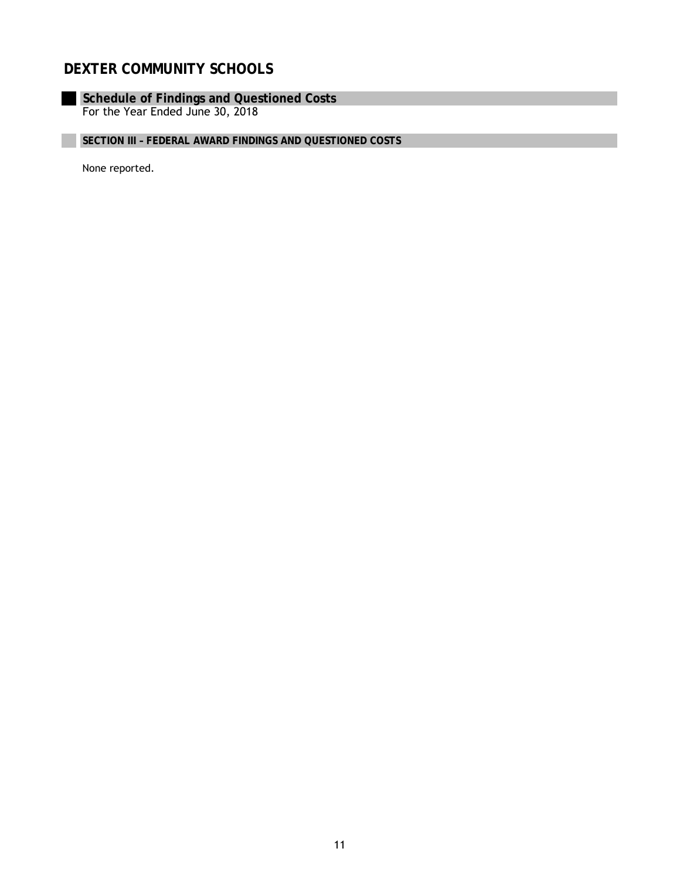# DEXTER COMMUNITY SCHOOLS

## Schedule of Findings and Questioned Costs

For the Year Ended June 30, 2018

### SECTION III – FEDERAL AWARD FINDINGS AND QUESTIONED COSTS

None reported.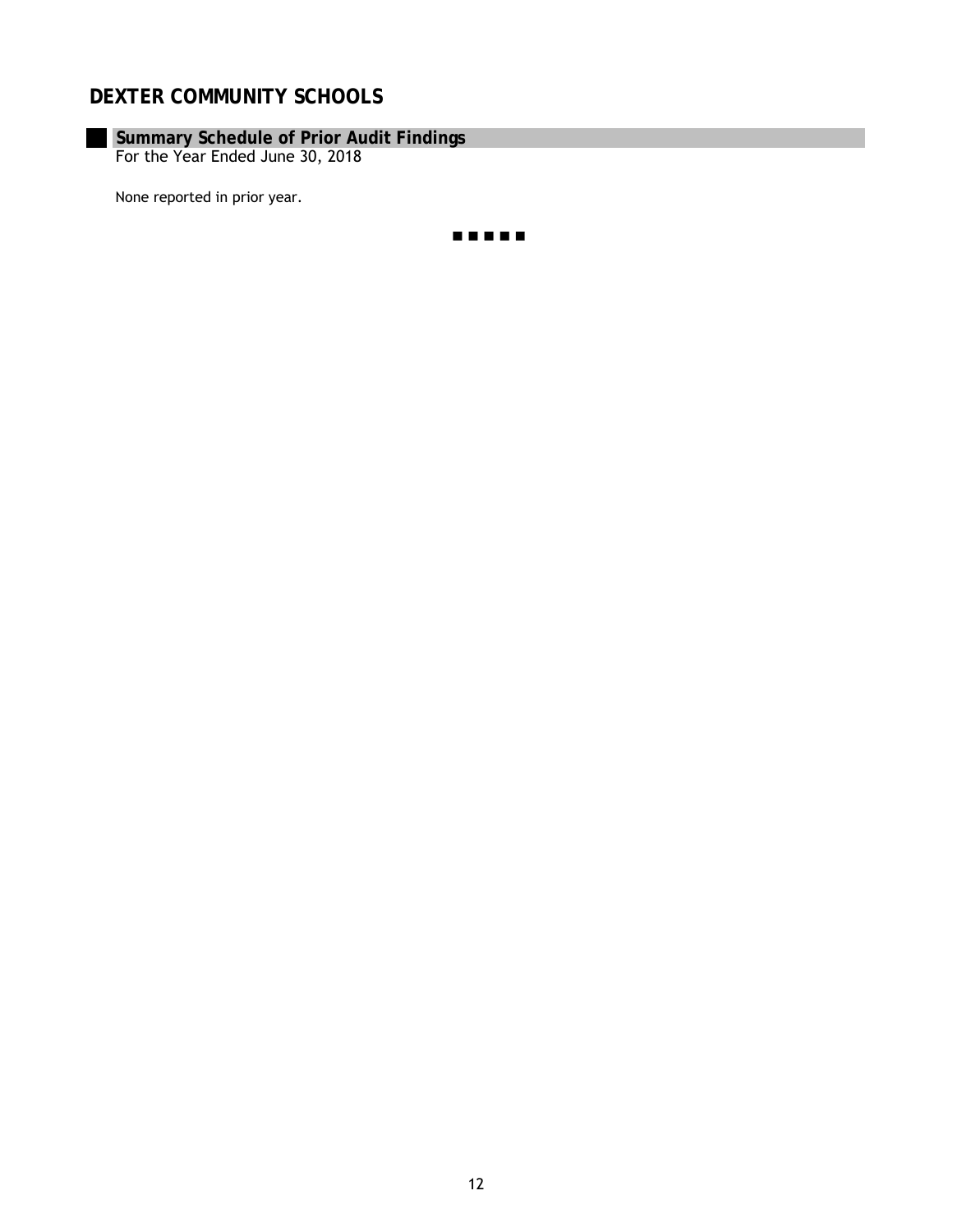# DEXTER COMMUNITY SCHOOLS

## Summary Schedule of Prior Audit Findings

For the Year Ended June 30, 2018

None reported in prior year.

■ ■ ■ ■ ■